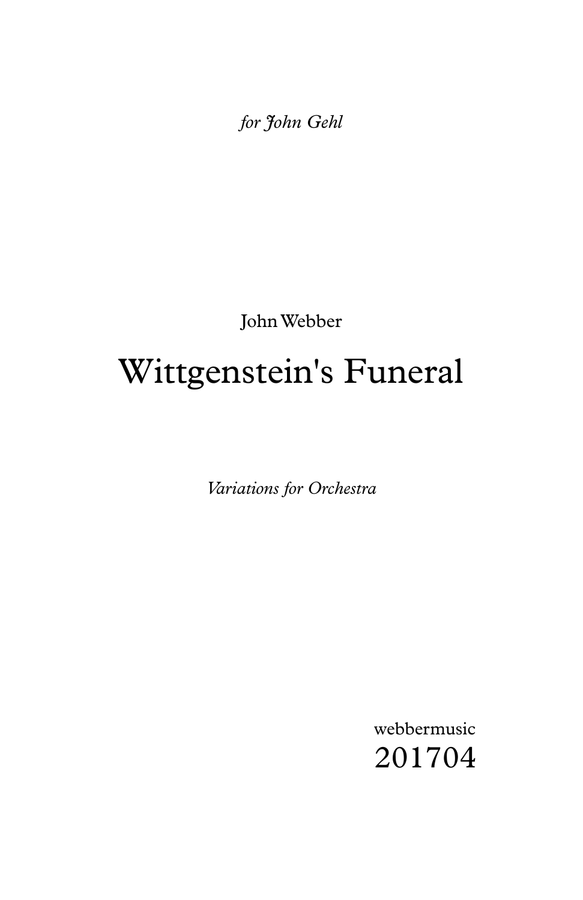*for John Gehl*

John Webber

# Wittgenstein's Funeral

*Variations for Orchestra*

webbermusic
201704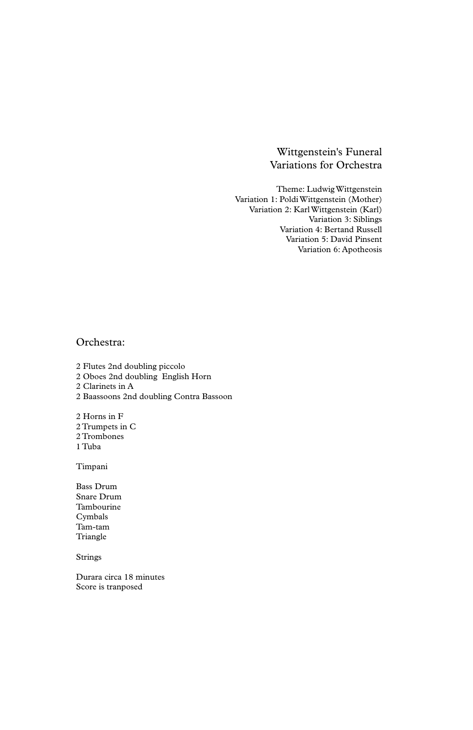# Wittgenstein's Funeral
## Variations for Orchestra

Theme: Ludwig Wittgenstein
Variation 1: Poldi Wittgenstein (Mother)
Variation 2: Karl Wittgenstein (Karl)
Variation 3: Siblings
Variation 4: Bertand Russell
Variation 5: David Pinsent
Variation 6: Apotheosis

## Orchestra:

2 Flutes 2nd doubling piccolo
2 Oboes 2nd doubling English Horn
2 Clarinets in A
2 Baassoons 2nd doubling Contra Bassoon

2 Horns in F
2 Trumpets in C
2 Trombones
1 Tuba

Timpani

Bass Drum
Snare Drum
Tambourine
Cymbals
Tam-tam
Triangle

Strings

Durara circa 18 minutes
Score is tranposed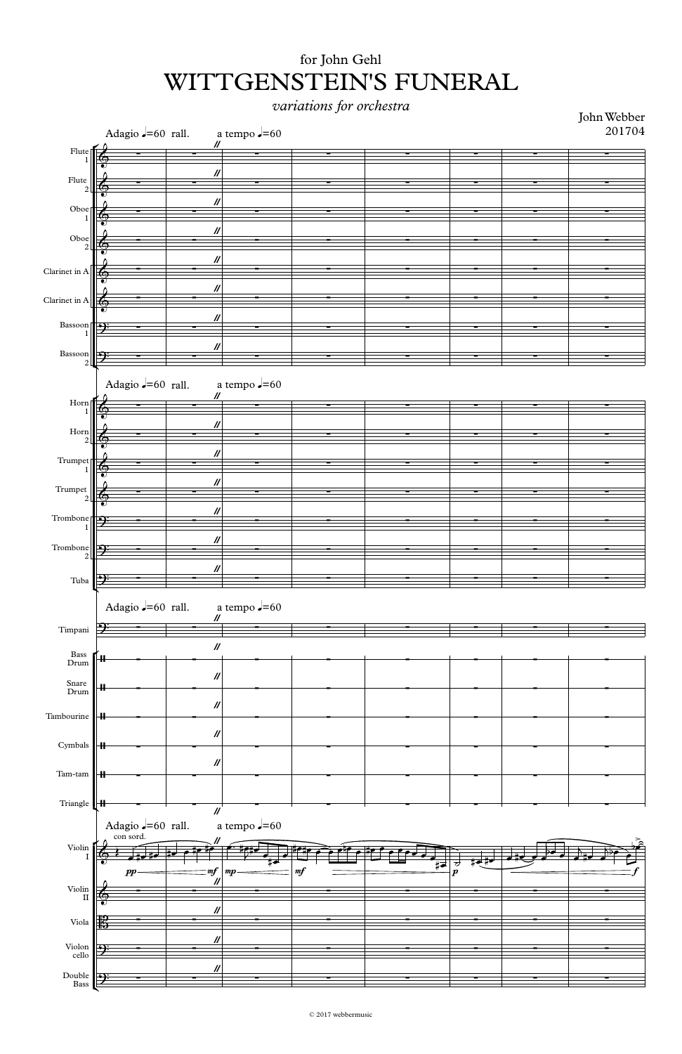for John Gehl

# WITTGENSTEIN'S FUNERAL

*variations for orchestra*

John Webber
201704

Adagio ♩=60 rall. a tempo ♩=60

Flute 1
Flute 2
Oboe 1
Oboe 2
Clarinet in A
Clarinet in A
Bassoon 1
Bassoon 2

Horn 1
Horn 2
Trumpet 1
Trumpet 2
Trombone 1
Trombone 2
Tuba

Timpani
Bass Drum
Snare Drum
Tambourine
Cymbals
Tam-tam
Triangle

con sord.

*pp* *mf* *mp* *mf* *p* *f*

Violin I
Violin II
Viola
Violoncello
Double Bass

© 2017 webbermusic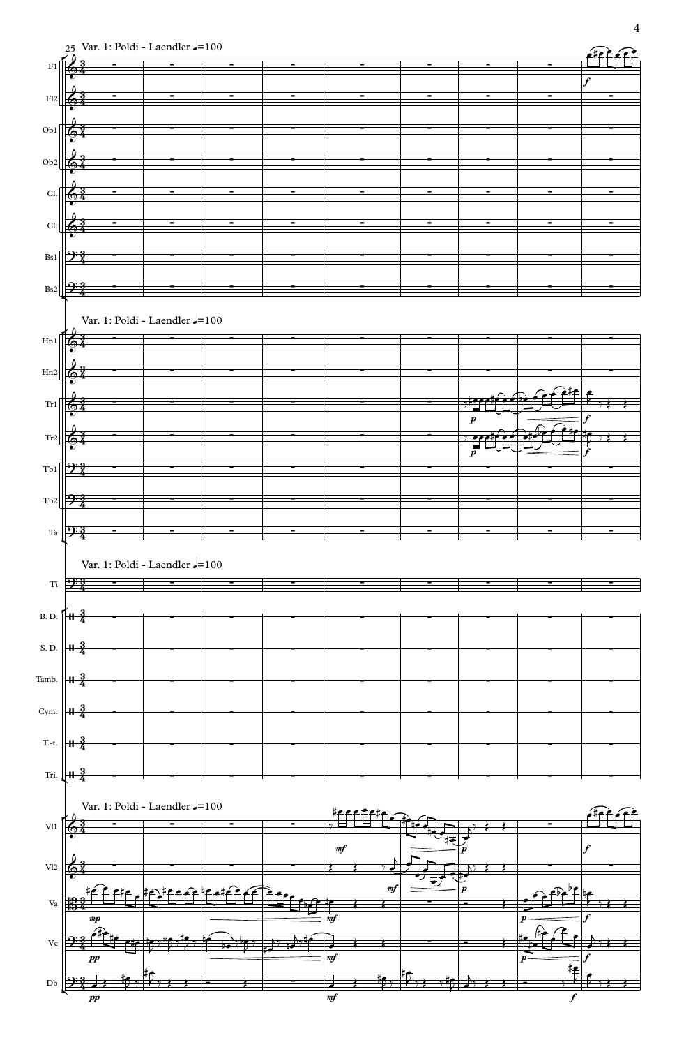Var. 1: Poldi - Laendler ♩=100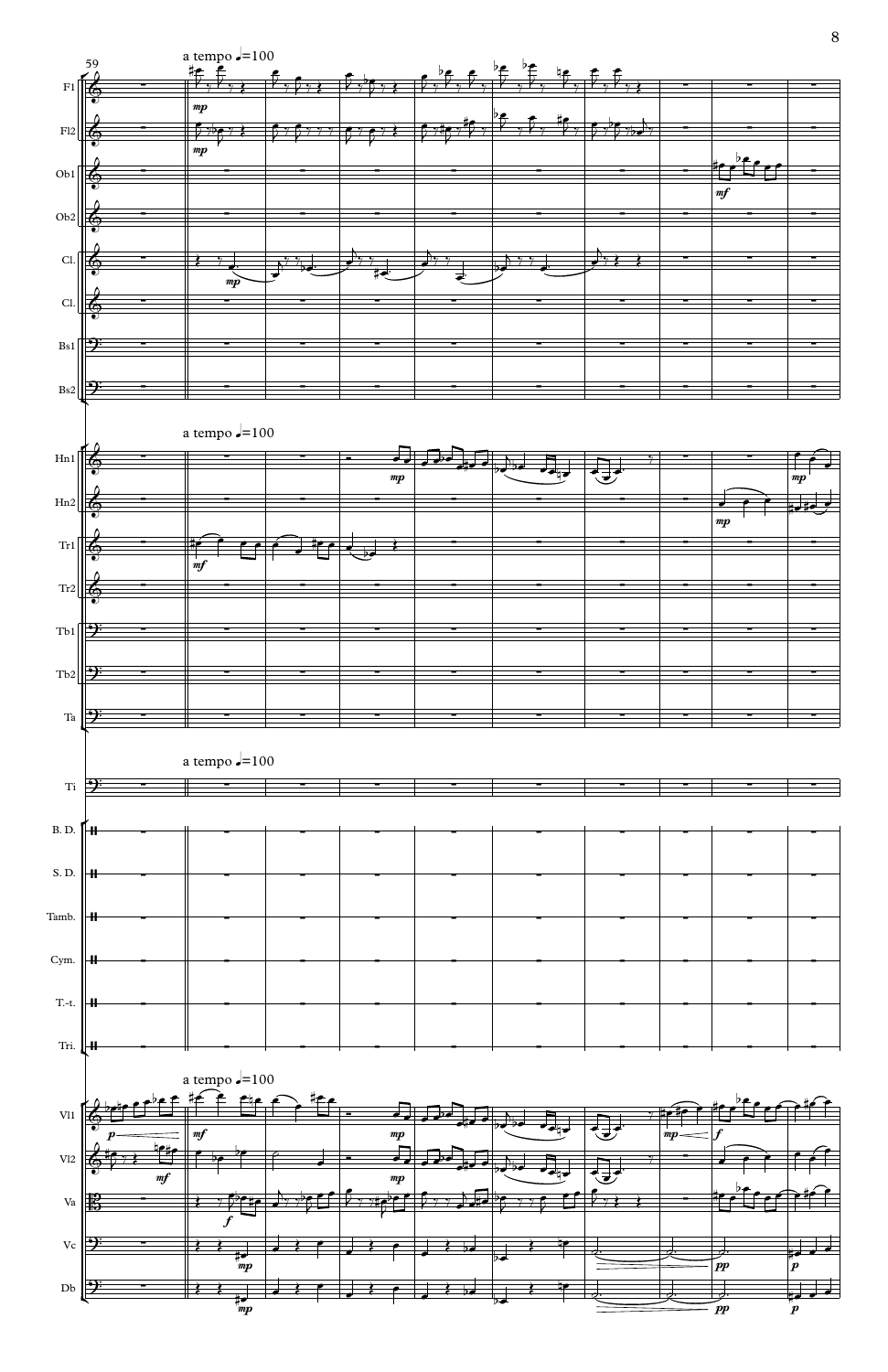a tempo ♩=100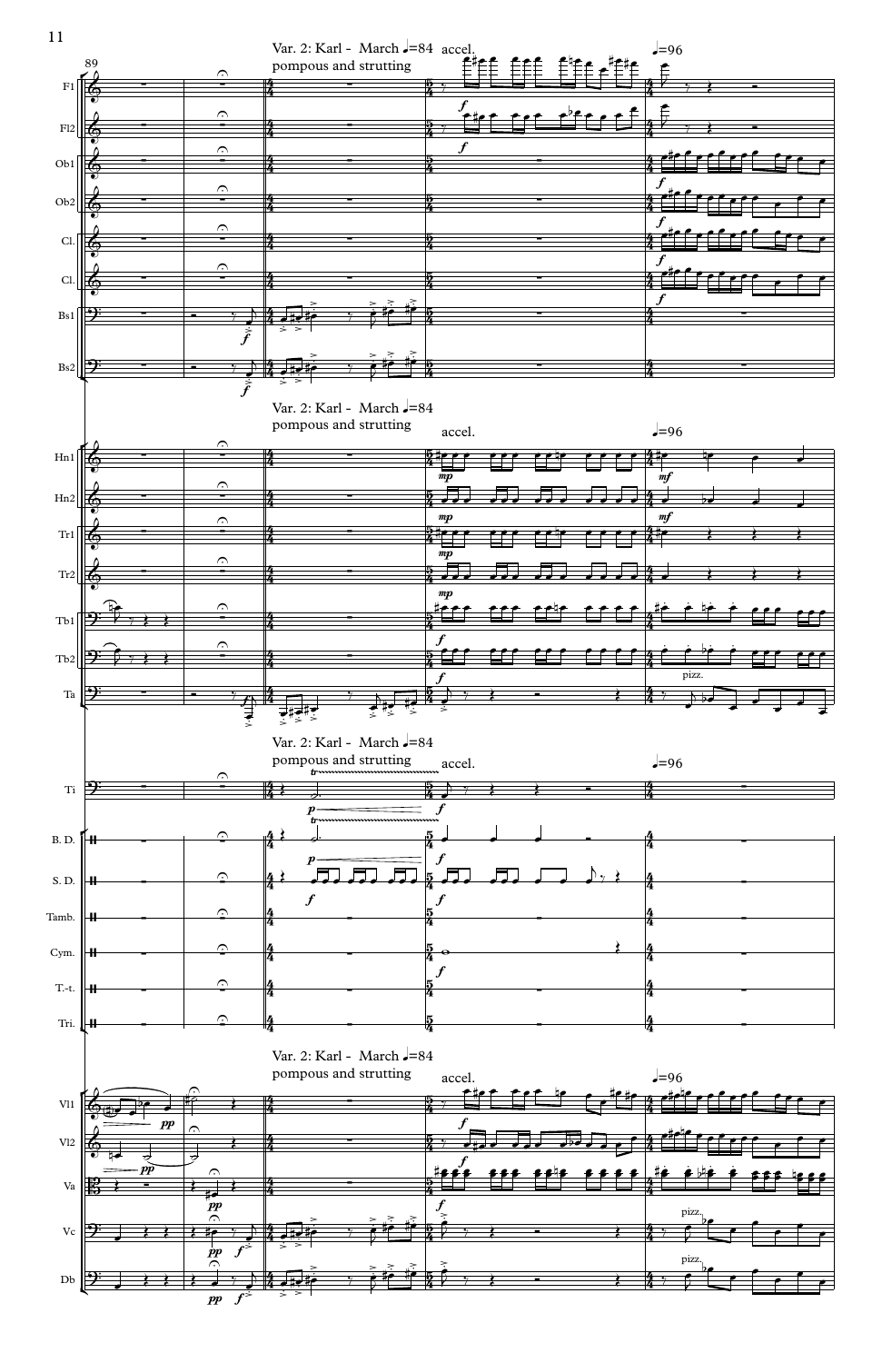Var. 2: Karl - March ♩=84
pompous and strutting

accel.

♩=96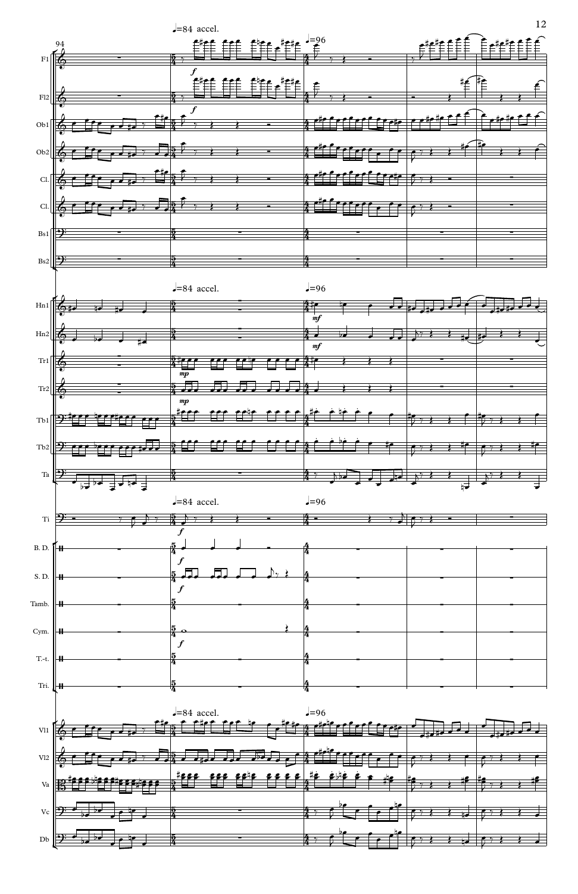♩=84 accel.

♩=96

94

F1

Fl2

Ob1

Ob2

Cl.

Cl.

Bs1

Bs2

Hn1

Hn2

Tr1

Tr2

Tb1

Tb2

Ta

Ti

B. D.

S. D.

Tamb.

Cym.

T.-t.

Tri.

Vl1

Vl2

Va

Vc

Db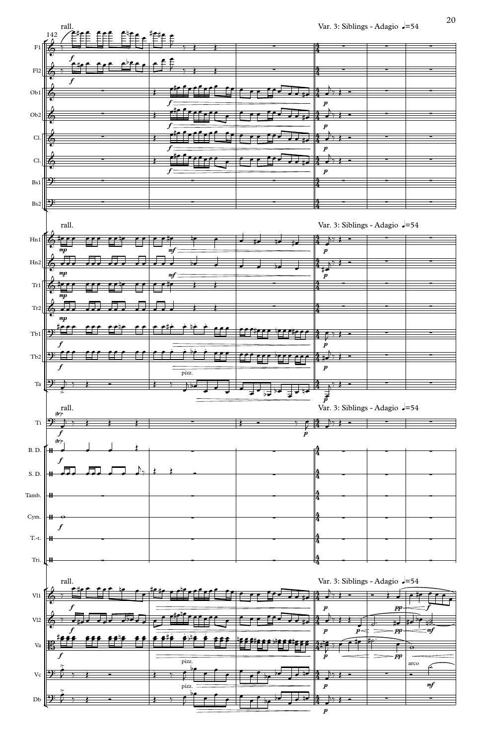rall.

Var. 3: Siblings - Adagio ♩=54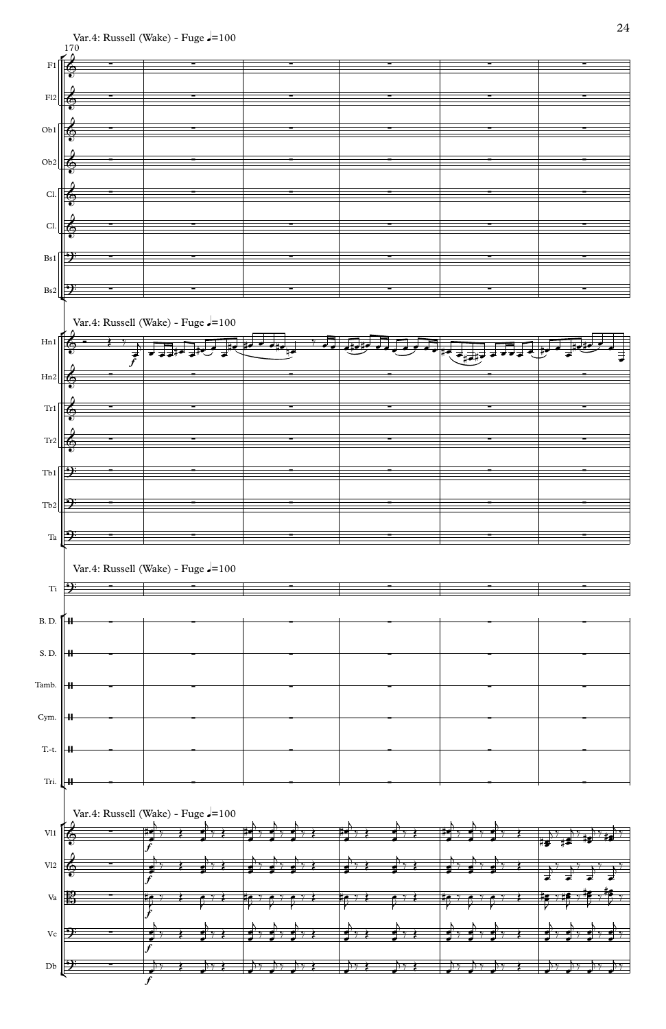Var.4: Russell (Wake) - Fuge ♩=100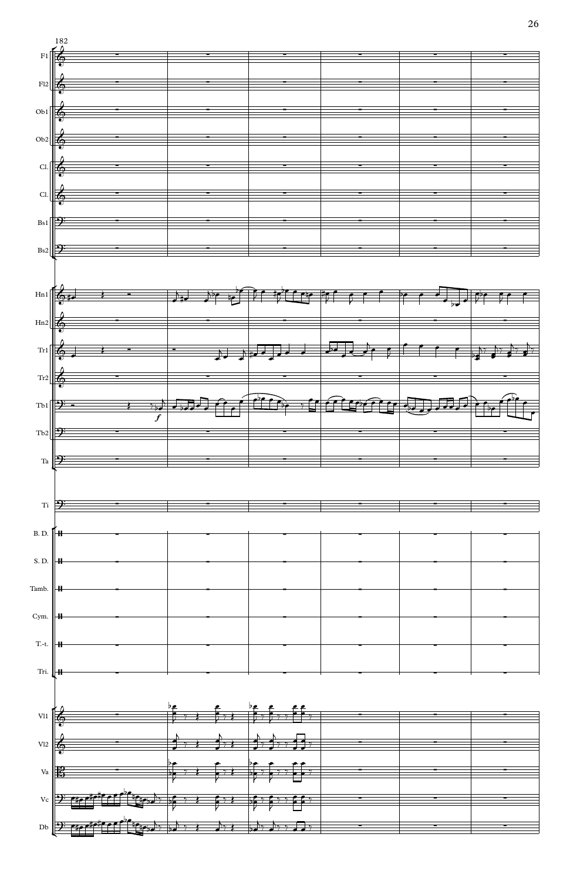182

Fl1
Fl2
Ob1
Ob2
Cl.
Cl.
Bs1
Bs2

Hn1
Hn2
Tr1
Tr2
Tb1
Tb2
Ta

Ti

B. D.
S. D.
Tamb.
Cym.
T.-t.
Tri.

Vl1
Vl2
Va
Vc
Db

*f*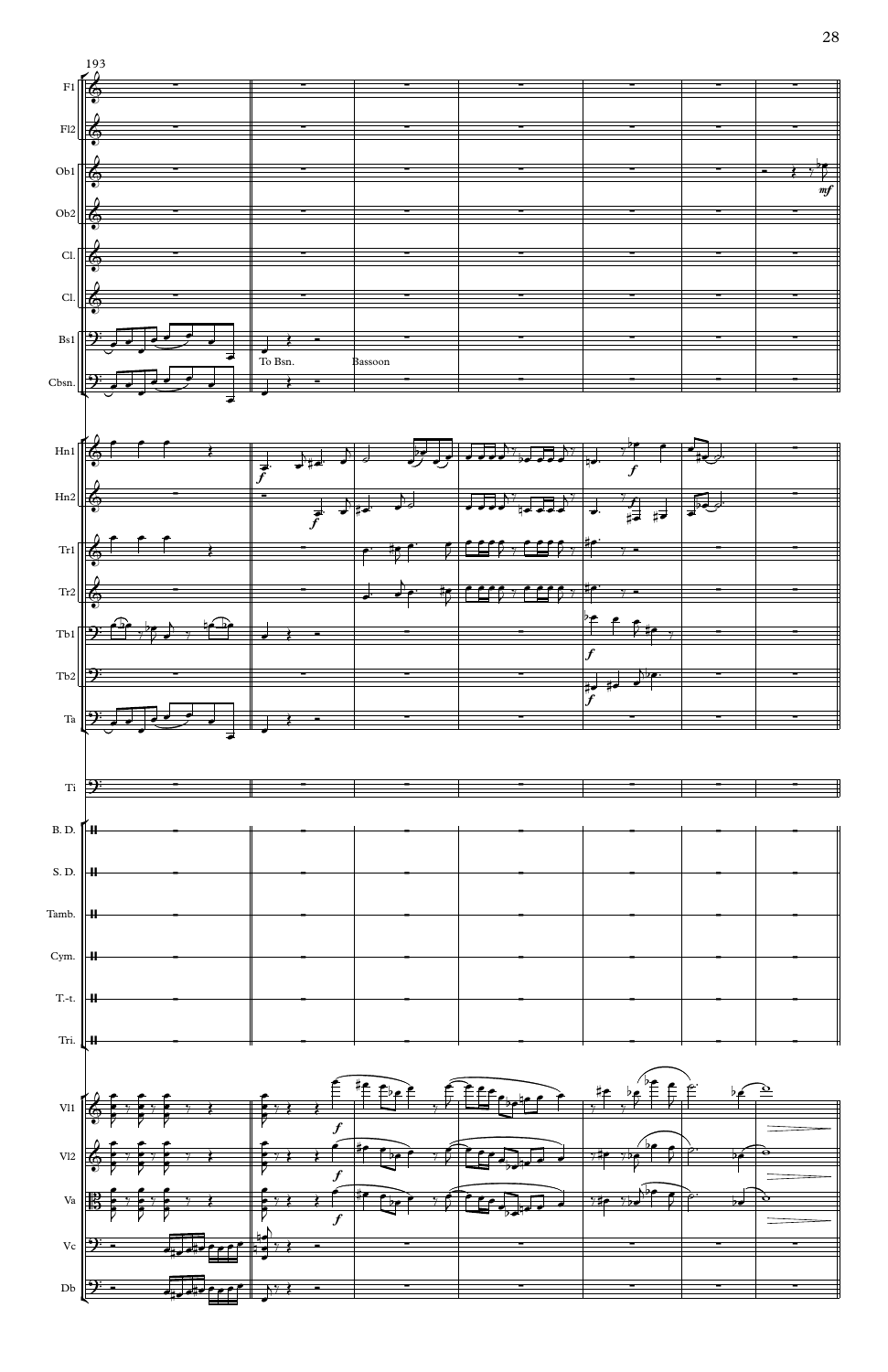193

To Bsn.

Bassoon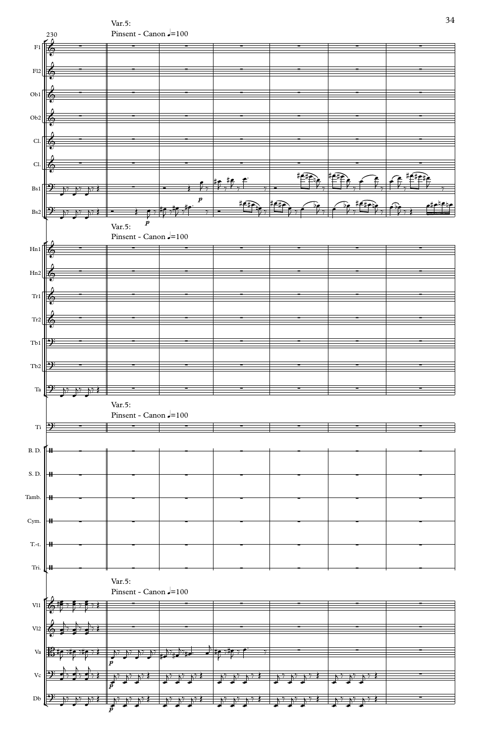Var.5:

Pinsent - Canon ♩=100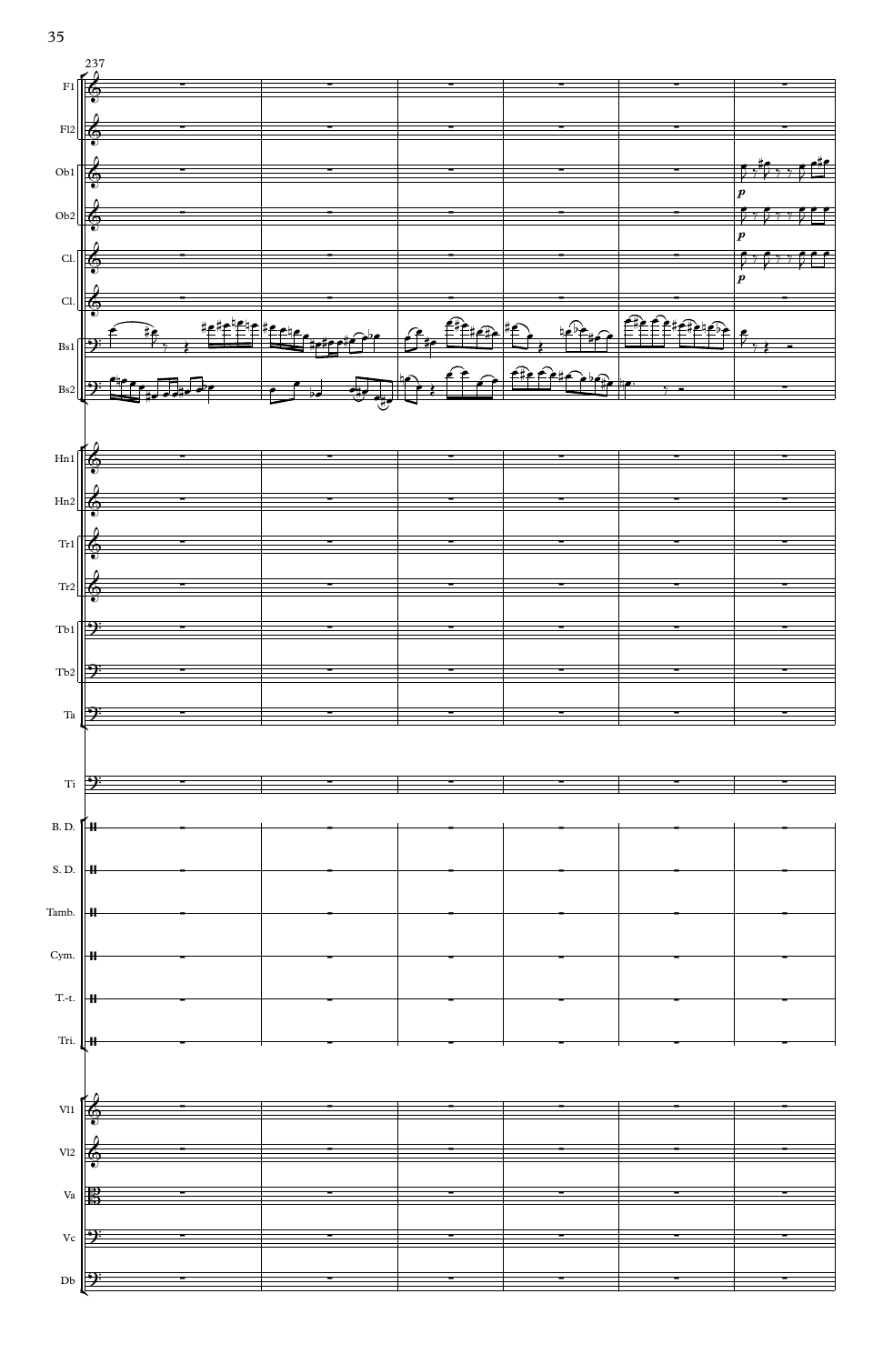237

F1

Fl2

Ob1

Ob2

Cl.

Cl.

Bs1

Bs2

Hn1

Hn2

Tr1

Tr2

Tb1

Tb2

Ta

Ti

B. D.

S. D.

Tamb.

Cym.

T.-t.

Tri.

Vl1

Vl2

Va

Vc

Db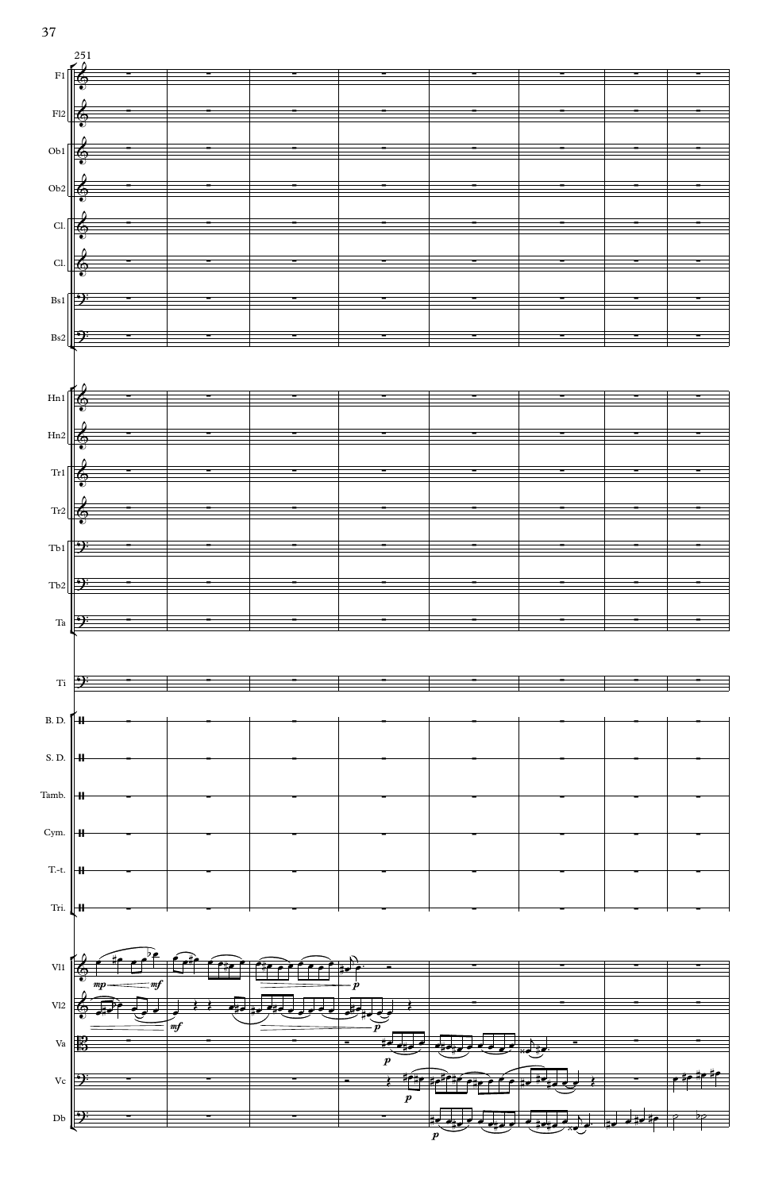251

Fl1

Fl2

Ob1

Ob2

Cl.

Cl.

Bs1

Bs2

Hn1

Hn2

Tr1

Tr2

Tb1

Tb2

Ta

Ti

B. D.

S. D.

Tamb.

Cym.

T.-t.

Tri.

Vl1

Vl2

Va

Vc

Db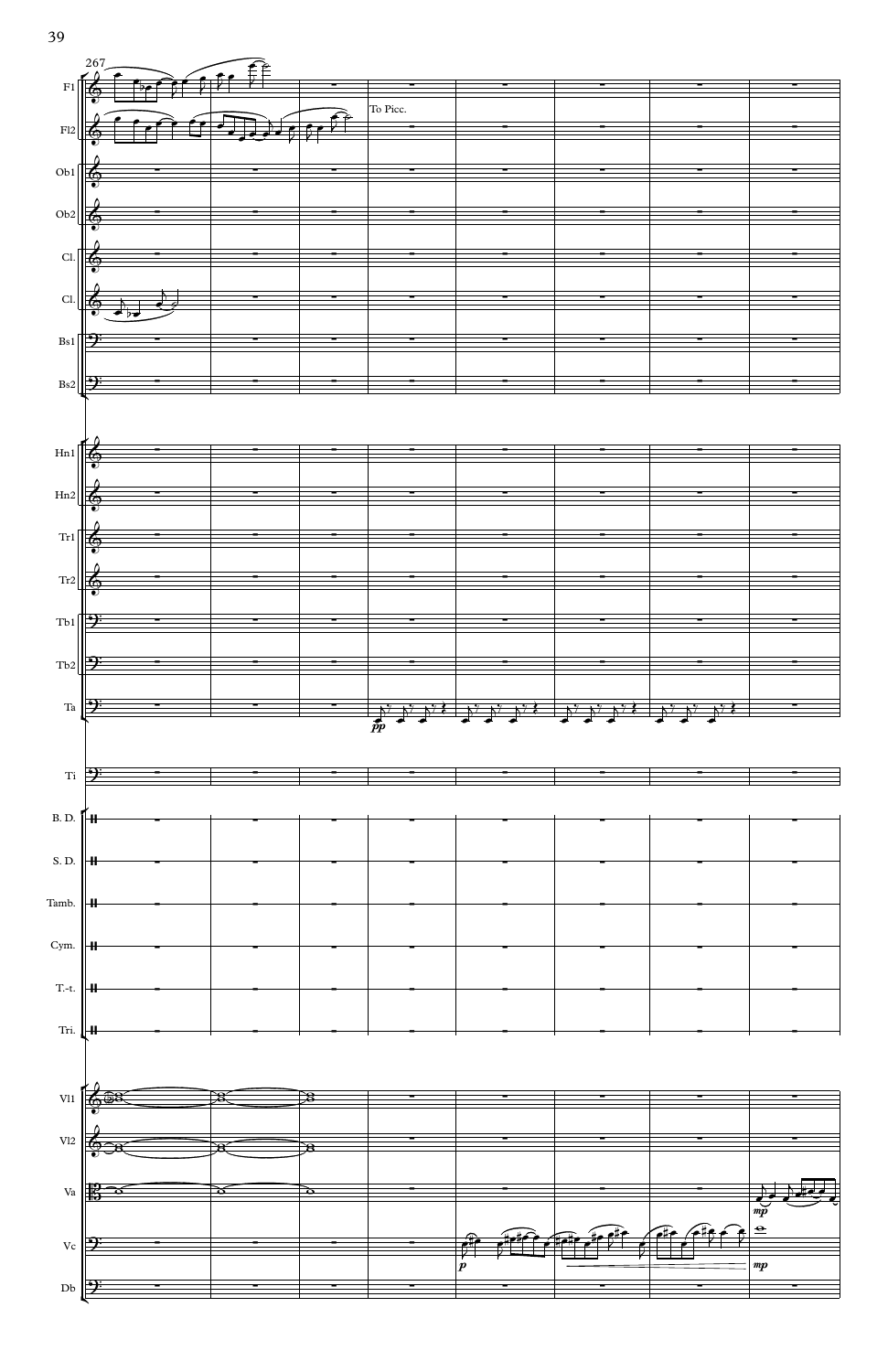267

Fl1
Fl2 — To Picc.
Ob1
Ob2
Cl.
Cl.
Bs1
Bs2
Hn1
Hn2
Tr1
Tr2
Tb1
Tb2
Ta — *pp*
Ti
B. D.
S. D.
Tamb.
Cym.
T.-t.
Tri.
Vl1
Vl2
Va — *mp*
Vc — *p*, *mp*
Db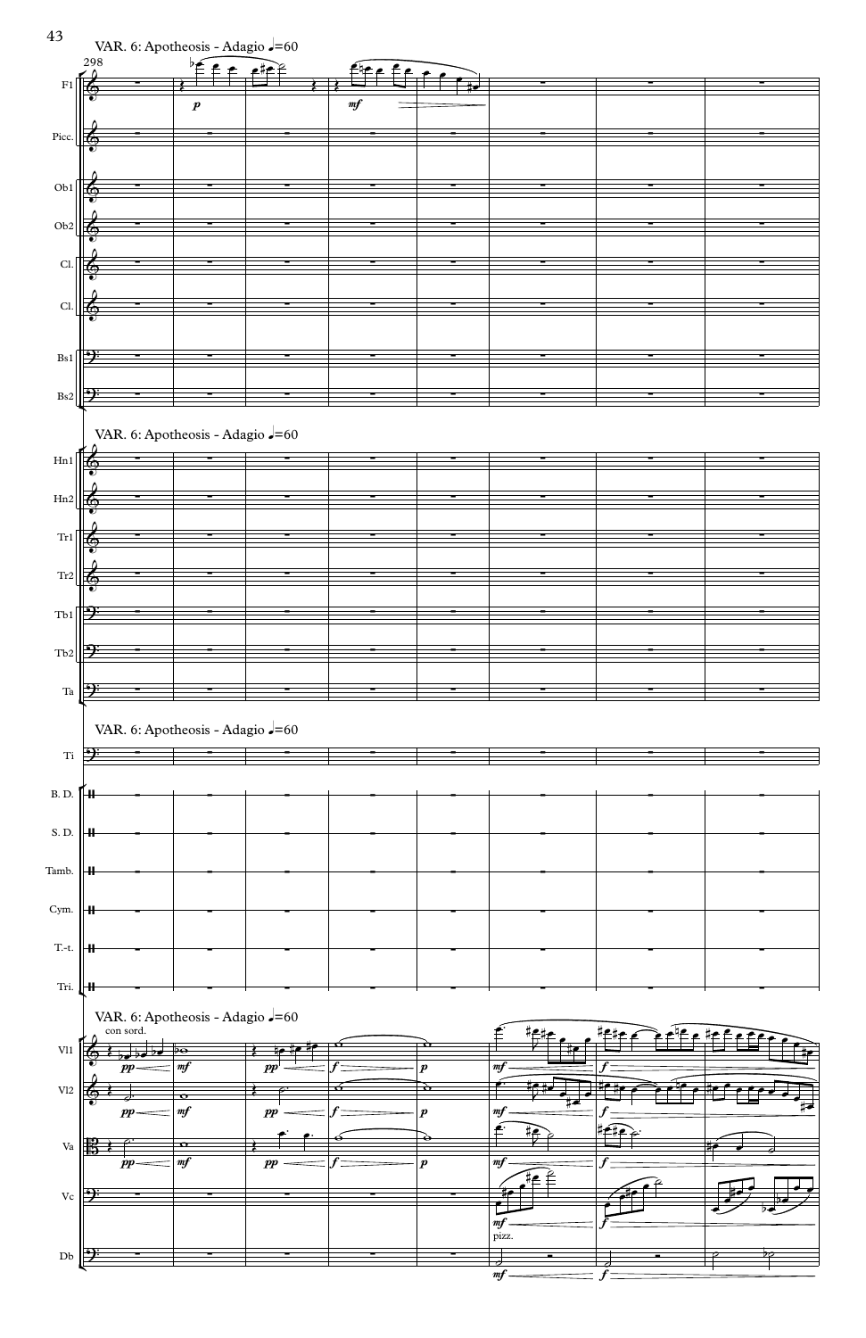## VAR. 6: Apotheosis - Adagio ♩=60

con sord.

pizz.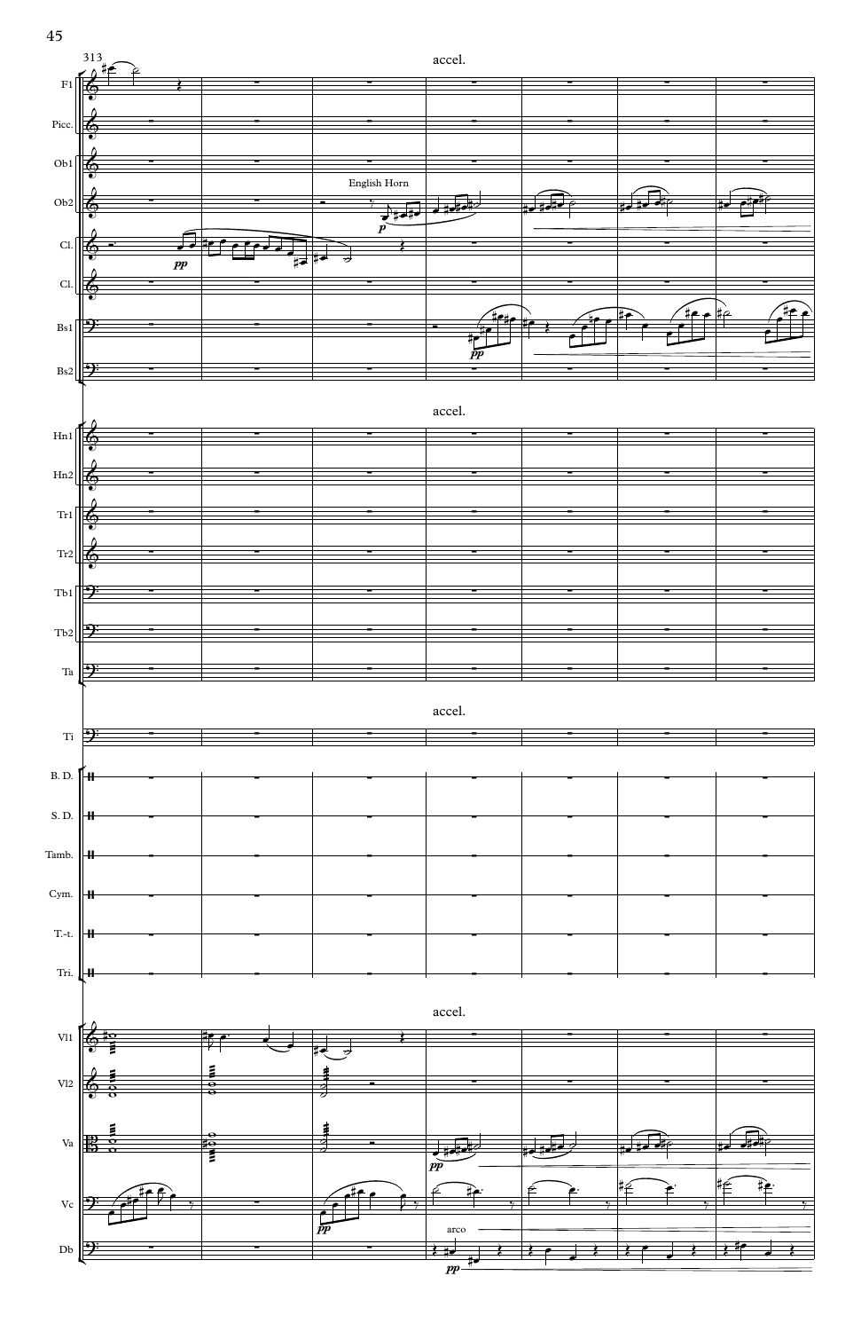313

accel.

English Horn

*p*

*pp*

*pp*

accel.

accel.

accel.

*pp*

*pp*

arco

*pp*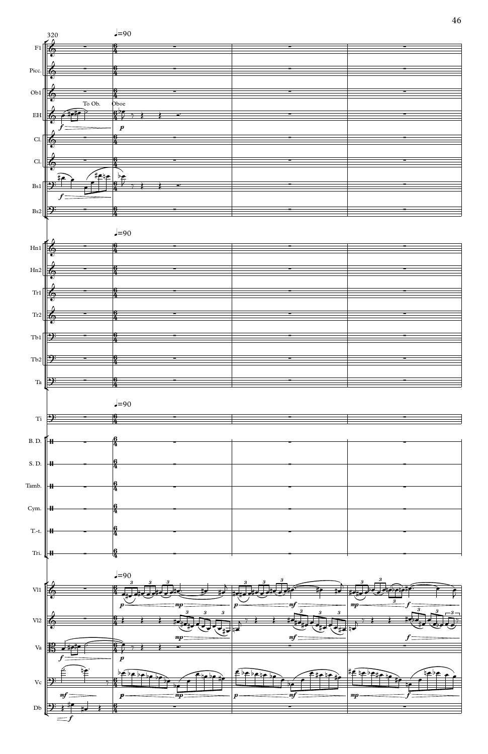320

♩=90

Fl, Picc., Ob1, EH, Cl., Cl., Bs1, Bs2

To Ob.

Oboe

Hn1, Hn2, Tr1, Tr2, Tb1, Tb2, Ta

Ti, B. D., S. D., Tamb., Cym., T.-t., Tri.

Vl1, Vl2, Va, Vc, Db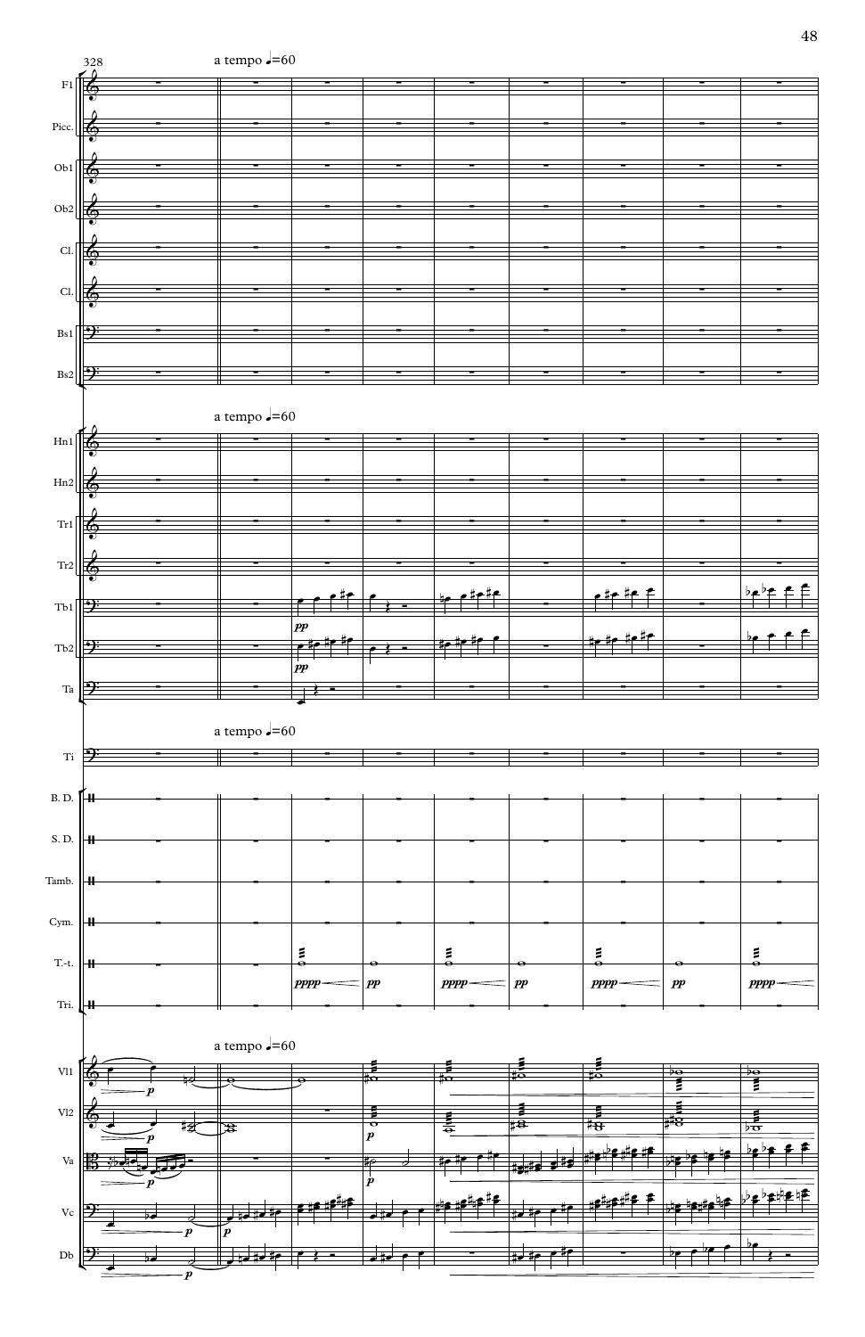328

a tempo ♩=60

a tempo ♩=60

a tempo ♩=60

a tempo ♩=60

Fl

Picc.

Ob1

Ob2

Cl.

Cl.

Bs1

Bs2

Hn1

Hn2

Tr1

Tr2

Tb1

Tb2

Ta

Ti

B. D.

S. D.

Tamb.

Cym.

T.-t.

Tri.

Vl1

Vl2

Va

Vc

Db

*pp* *pp*

*pppp* *pp* *pppp* *pp* *pppp* *pp* *pppp*

*p* *p* *p* *p* *p* *p* *p*